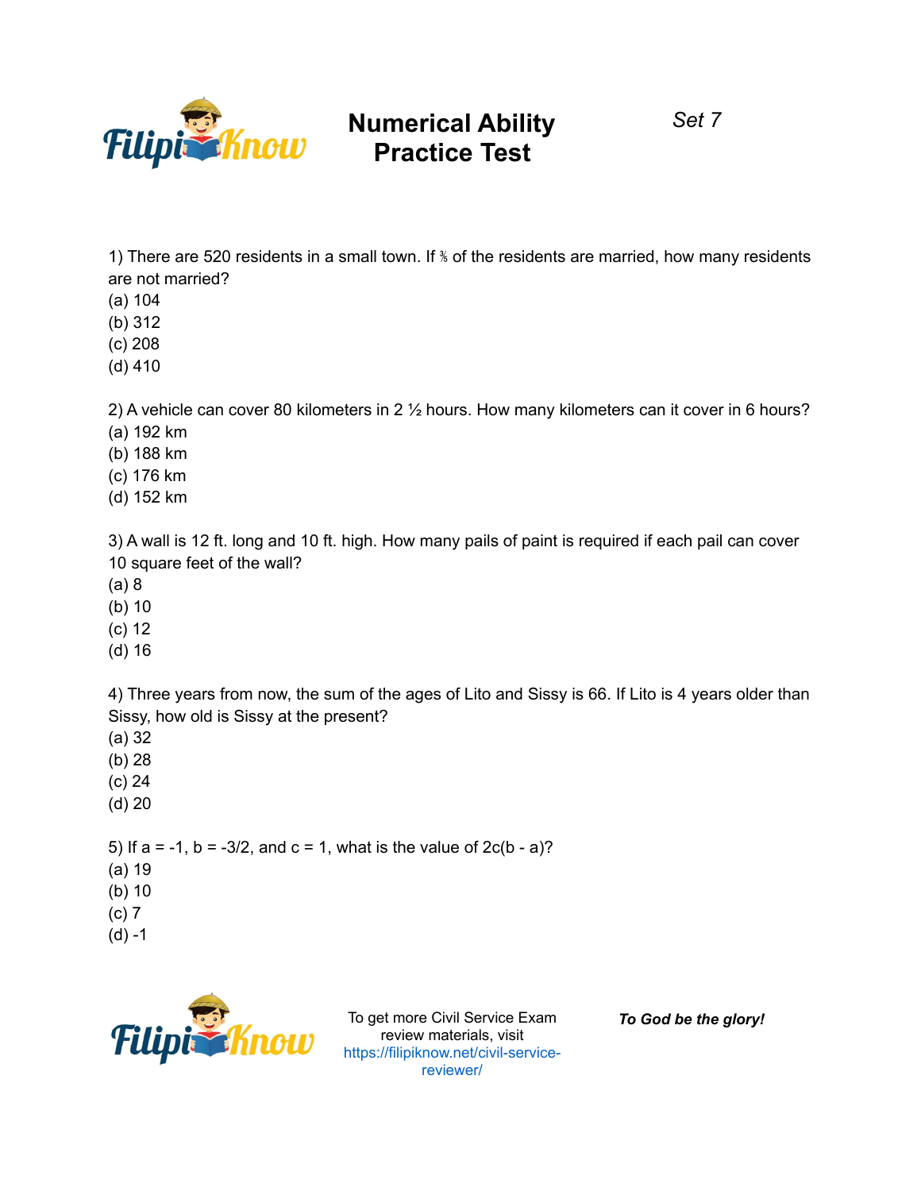# Numerical Ability Practice Test

*Set 7*

1) There are 520 residents in a small town. If ⅗ of the residents are married, how many residents are not married?
(a) 104
(b) 312
(c) 208
(d) 410

2) A vehicle can cover 80 kilometers in 2 ½ hours. How many kilometers can it cover in 6 hours?
(a) 192 km
(b) 188 km
(c) 176 km
(d) 152 km

3) A wall is 12 ft. long and 10 ft. high. How many pails of paint is required if each pail can cover 10 square feet of the wall?
(a) 8
(b) 10
(c) 12
(d) 16

4) Three years from now, the sum of the ages of Lito and Sissy is 66. If Lito is 4 years older than Sissy, how old is Sissy at the present?
(a) 32
(b) 28
(c) 24
(d) 20

5) If $a = -1$, $b = -3/2$, and $c = 1$, what is the value of $2c(b - a)$?
(a) 19
(b) 10
(c) 7
(d) -1

To get more Civil Service Exam review materials, visit https://filipiknow.net/civil-service-reviewer/

***To God be the glory!***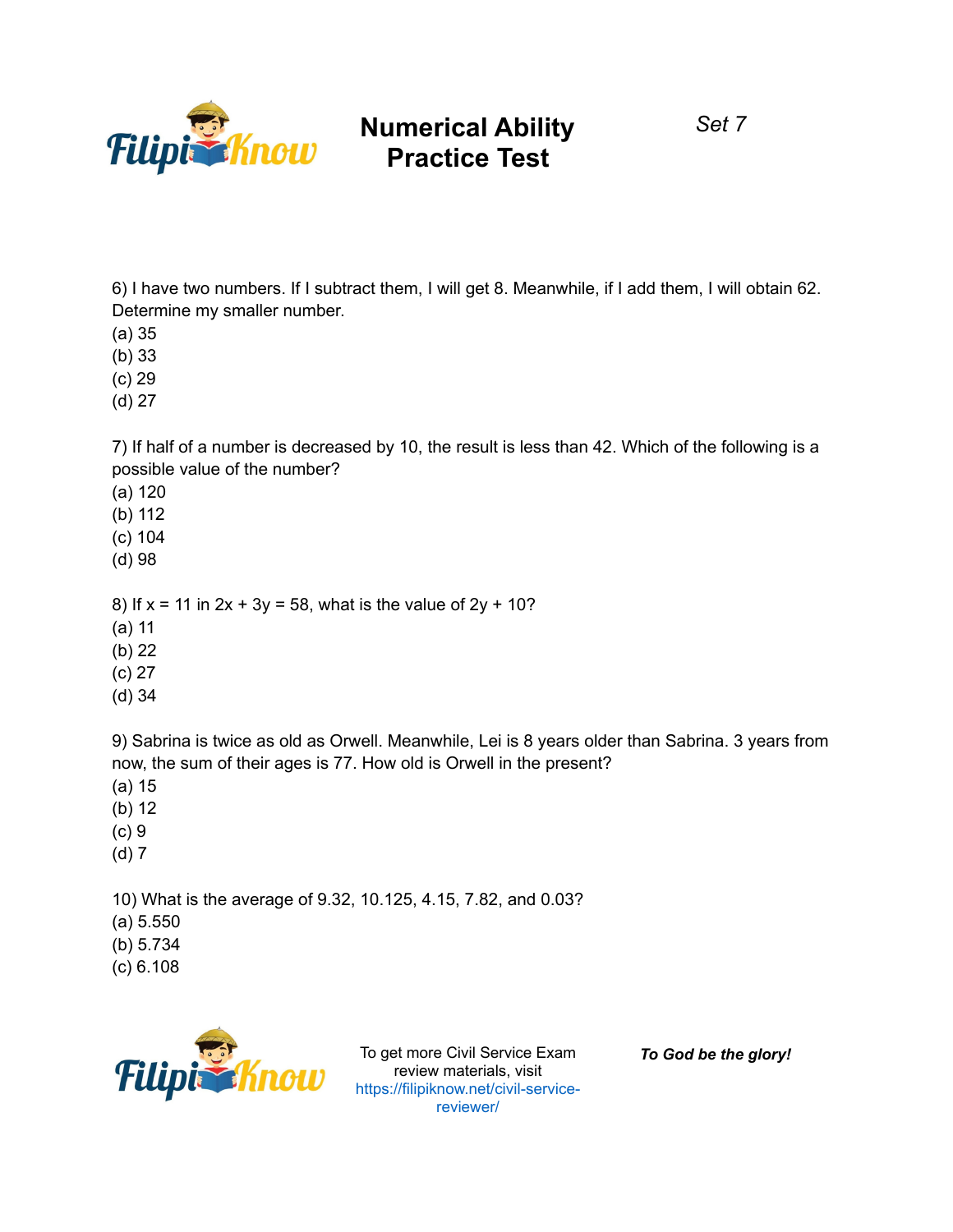6) I have two numbers. If I subtract them, I will get 8. Meanwhile, if I add them, I will obtain 62. Determine my smaller number.

(a) 35
(b) 33
(c) 29
(d) 27

7) If half of a number is decreased by 10, the result is less than 42. Which of the following is a possible value of the number?

(a) 120
(b) 112
(c) 104
(d) 98

8) If $x = 11$ in $2x + 3y = 58$, what is the value of $2y + 10$?

(a) 11
(b) 22
(c) 27
(d) 34

9) Sabrina is twice as old as Orwell. Meanwhile, Lei is 8 years older than Sabrina. 3 years from now, the sum of their ages is 77. How old is Orwell in the present?

(a) 15
(b) 12
(c) 9
(d) 7

10) What is the average of 9.32, 10.125, 4.15, 7.82, and 0.03?

(a) 5.550
(b) 5.734
(c) 6.108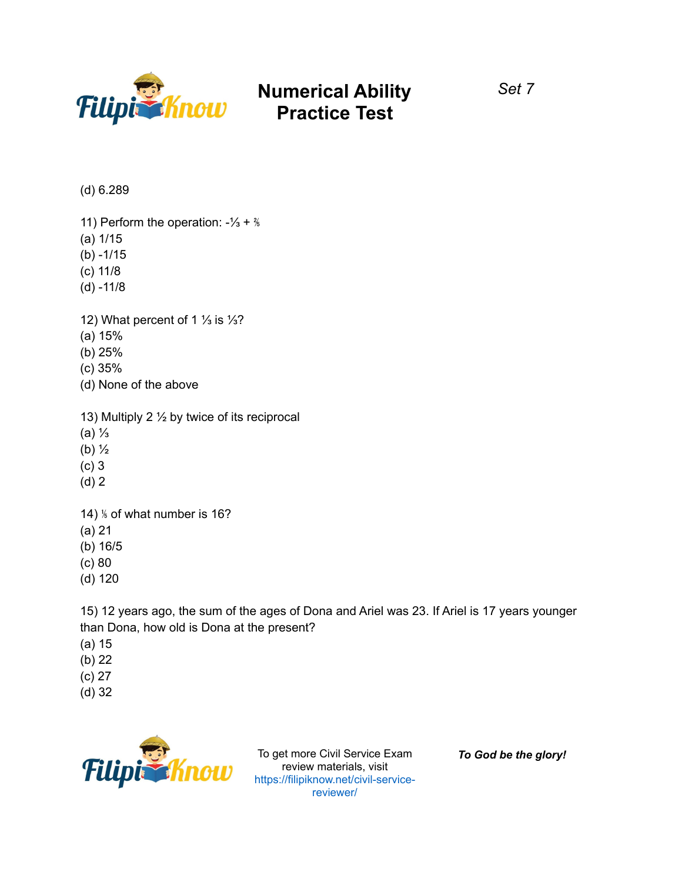(d) 6.289

11) Perform the operation: $-\frac{1}{3} + \frac{2}{5}$

(a) 1/15
(b) -1/15
(c) 11/8
(d) -11/8

12) What percent of $1 \frac{1}{3}$ is $\frac{1}{3}$?

(a) 15%
(b) 25%
(c) 35%
(d) None of the above

13) Multiply $2 \frac{1}{2}$ by twice of its reciprocal

(a) $\frac{1}{3}$
(b) $\frac{1}{2}$
(c) 3
(d) 2

14) $\frac{1}{5}$ of what number is 16?

(a) 21
(b) 16/5
(c) 80
(d) 120

15) 12 years ago, the sum of the ages of Dona and Ariel was 23. If Ariel is 17 years younger than Dona, how old is Dona at the present?

(a) 15
(b) 22
(c) 27
(d) 32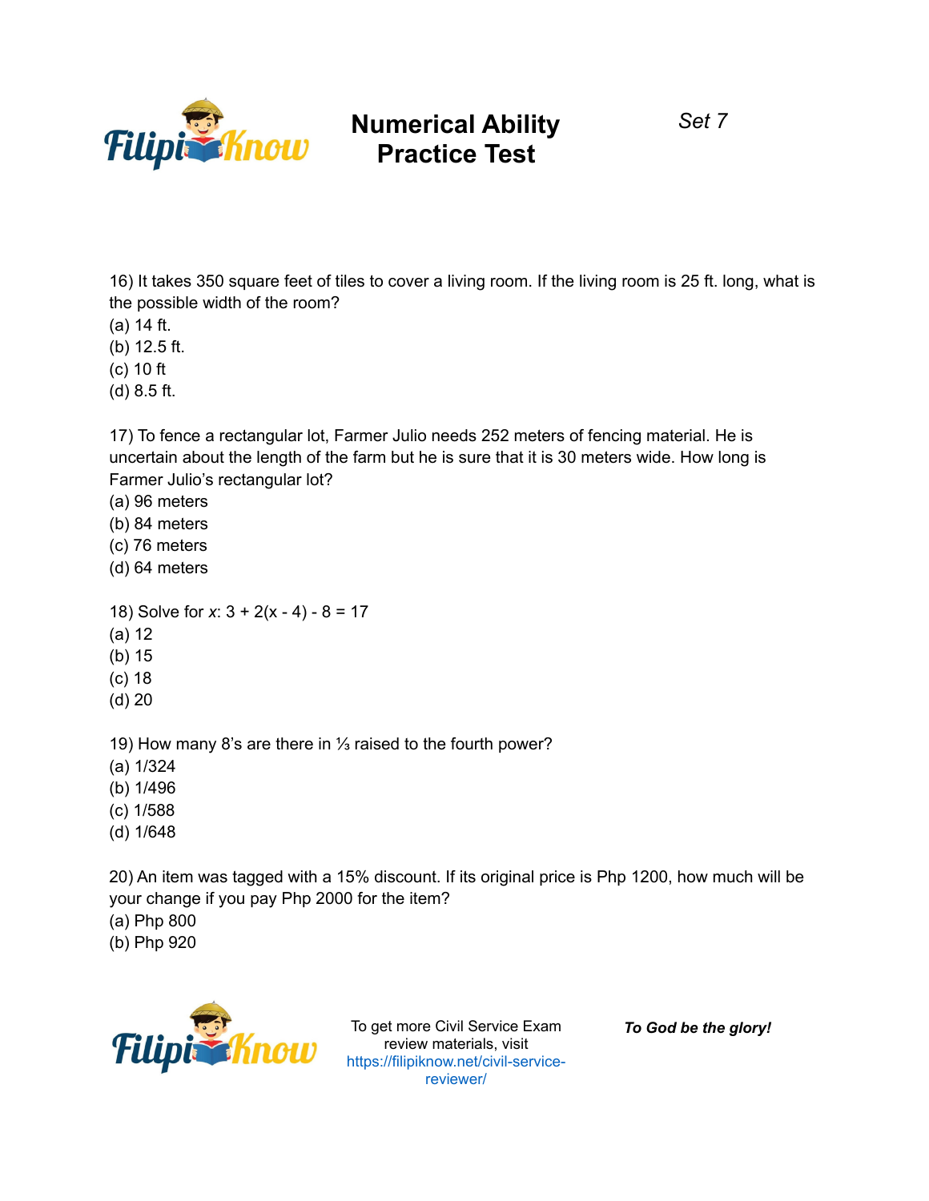16) It takes 350 square feet of tiles to cover a living room. If the living room is 25 ft. long, what is the possible width of the room?

(a) 14 ft.
(b) 12.5 ft.
(c) 10 ft
(d) 8.5 ft.

17) To fence a rectangular lot, Farmer Julio needs 252 meters of fencing material. He is uncertain about the length of the farm but he is sure that it is 30 meters wide. How long is Farmer Julio's rectangular lot?

(a) 96 meters
(b) 84 meters
(c) 76 meters
(d) 64 meters

18) Solve for $x$: $3 + 2(x - 4) - 8 = 17$

(a) 12
(b) 15
(c) 18
(d) 20

19) How many 8's are there in ⅓ raised to the fourth power?

(a) 1/324
(b) 1/496
(c) 1/588
(d) 1/648

20) An item was tagged with a 15% discount. If its original price is Php 1200, how much will be your change if you pay Php 2000 for the item?

(a) Php 800
(b) Php 920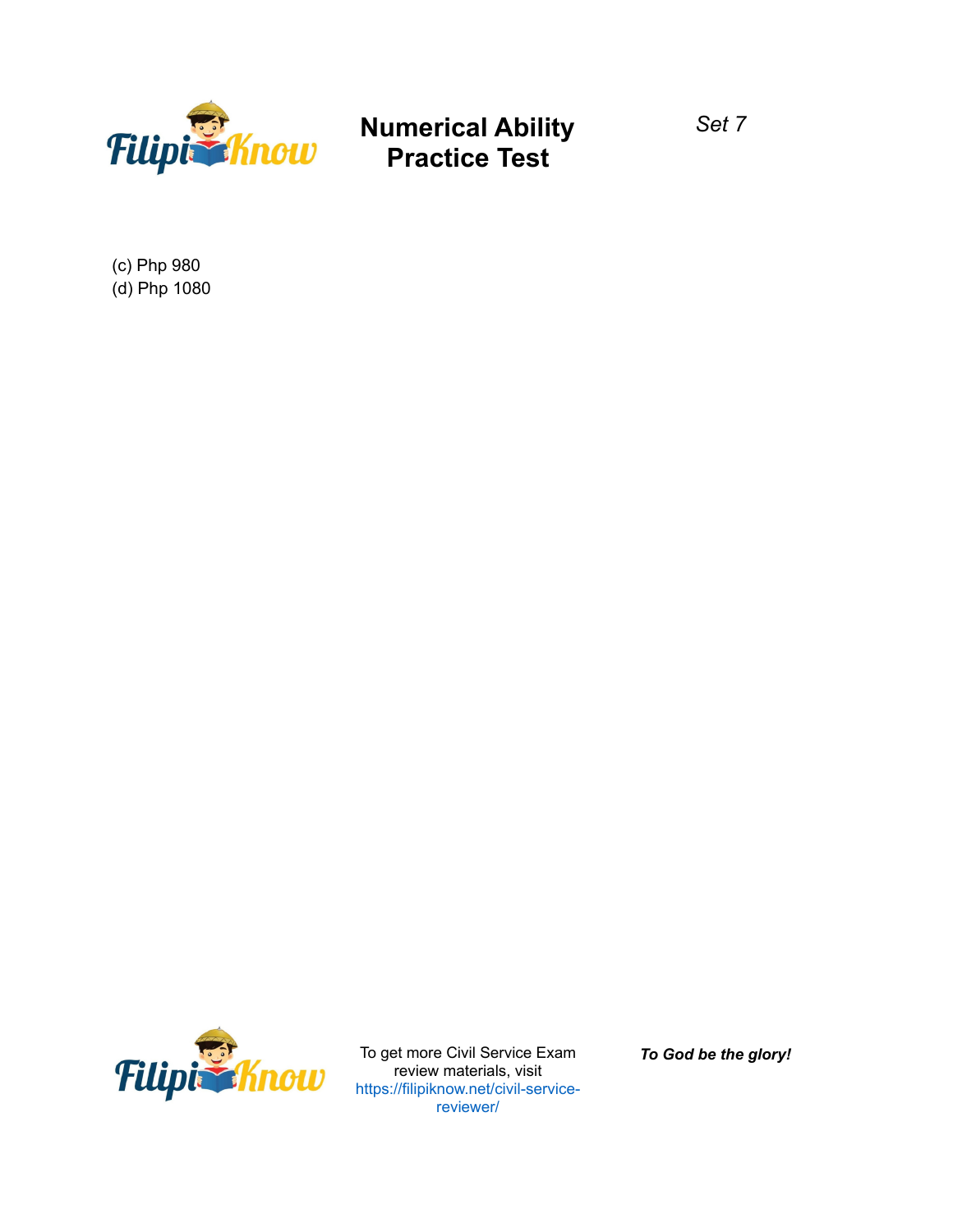(c) Php 980
(d) Php 1080